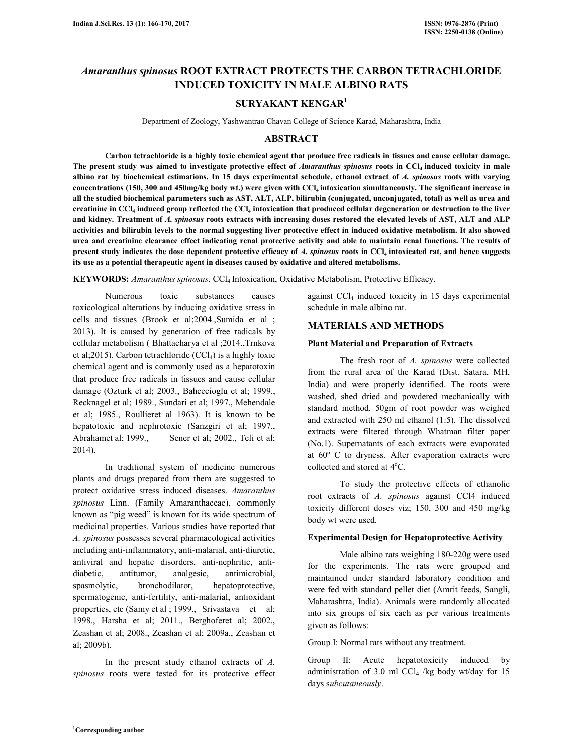# *Amaranthus spinosus* ROOT EXTRACT PROTECTS THE CARBON TETRACHLORIDE INDUCED TOXICITY IN MALE ALBINO RATS

**SURYAKANT KENGAR[1]**

Department of Zoology, Yashwantrao Chavan College of Science Karad, Maharashtra, India

## ABSTRACT

**Carbon tetrachloride is a highly toxic chemical agent that produce free radicals in tissues and cause cellular damage. The present study was aimed to investigate protective effect of *Amaranthus spinosus* roots in $CCl_4$ induced toxicity in male albino rat by biochemical estimations. In 15 days experimental schedule, ethanol extract of *A. spinosus* roots with varying concentrations (150, 300 and 450mg/kg body wt.) were given with $CCl_4$ intoxication simultaneously. The significant increase in all the studied biochemical parameters such as AST, ALT, ALP, bilirubin (conjugated, unconjugated, total) as well as urea and creatinine in $CCl_4$ induced group reflected the $CCl_4$ intoxication that produced cellular degeneration or destruction to the liver and kidney. Treatment of *A. spinosus* roots extracts with increasing doses restored the elevated levels of AST, ALT and ALP activities and bilirubin levels to the normal suggesting liver protective effect in induced oxidative metabolism. It also showed urea and creatinine clearance effect indicating renal protective activity and able to maintain renal functions. The results of present study indicates the dose dependent protective efficacy of *A. spinosus* roots in $CCl_4$ intoxicated rat, and hence suggests its use as a potential therapeutic agent in diseases caused by oxidative and altered metabolisms.**

**KEYWORDS:** *Amaranthus spinosus*, $CCl_4$ Intoxication, Oxidative Metabolism, Protective Efficacy.

Numerous toxic substances causes toxicological alterations by inducing oxidative stress in cells and tissues (Brook et al;2004.,Sumida et al ; 2013). It is caused by generation of free radicals by cellular metabolism ( Bhattacharya et al ;2014.,Trnkova et al;2015). Carbon tetrachloride ($CCl_4$) is a highly toxic chemical agent and is commonly used as a hepatotoxin that produce free radicals in tissues and cause cellular damage (Ozturk et al; 2003., Bahcecioglu et al; 1999., Recknagel et al; 1989., Sundari et al; 1997., Mehendale et al; 1985., Roullieret al 1963). It is known to be hepatotoxic and nephrotoxic (Sanzgiri et al; 1997., Abrahamet al; 1999., Sener et al; 2002., Teli et al; 2014).

In traditional system of medicine numerous plants and drugs prepared from them are suggested to protect oxidative stress induced diseases. *Amaranthus spinosus* Linn. (Family Amaranthaceae), commonly known as "pig weed" is known for its wide spectrum of medicinal properties. Various studies have reported that *A. spinosus* possesses several pharmacological activities including anti-inflammatory, anti-malarial, anti-diuretic, antiviral and hepatic disorders, anti-nephritic, anti-diabetic, antitumor, analgesic, antimicrobial, spasmolytic, bronchodilator, hepatoprotective, spermatogenic, anti-fertility, anti-malarial, antioxidant properties, etc (Samy et al ; 1999., Srivastava et al; 1998., Harsha et al; 2011., Berghoferet al; 2002., Zeashan et al; 2008., Zeashan et al; 2009a., Zeashan et al; 2009b).

In the present study ethanol extracts of *A. spinosus* roots were tested for its protective effect against $CCl_4$ induced toxicity in 15 days experimental schedule in male albino rat.

## MATERIALS AND METHODS

### Plant Material and Preparation of Extracts

The fresh root of *A. spinosus* were collected from the rural area of the Karad (Dist. Satara, MH, India) and were properly identified. The roots were washed, shed dried and powdered mechanically with standard method. 50gm of root powder was weighed and extracted with 250 ml ethanol (1:5). The dissolved extracts were filtered through Whatman filter paper (No.1). Supernatants of each extracts were evaporated at 60º C to dryness. After evaporation extracts were collected and stored at 4ºC.

To study the protective effects of ethanolic root extracts of *A. spinosus* against CCl4 induced toxicity different doses viz; 150, 300 and 450 mg/kg body wt were used.

### Experimental Design for Hepatoprotective Activity

Male albino rats weighing 180-220g were used for the experiments. The rats were grouped and maintained under standard laboratory condition and were fed with standard pellet diet (Amrit feeds, Sangli, Maharashtra, India). Animals were randomly allocated into six groups of six each as per various treatments given as follows:

Group I: Normal rats without any treatment.

Group II: Acute hepatotoxicity induced by administration of 3.0 ml $CCl_4$ /kg body wt/day for 15 days s*ubcutaneously*.

[1]Corresponding author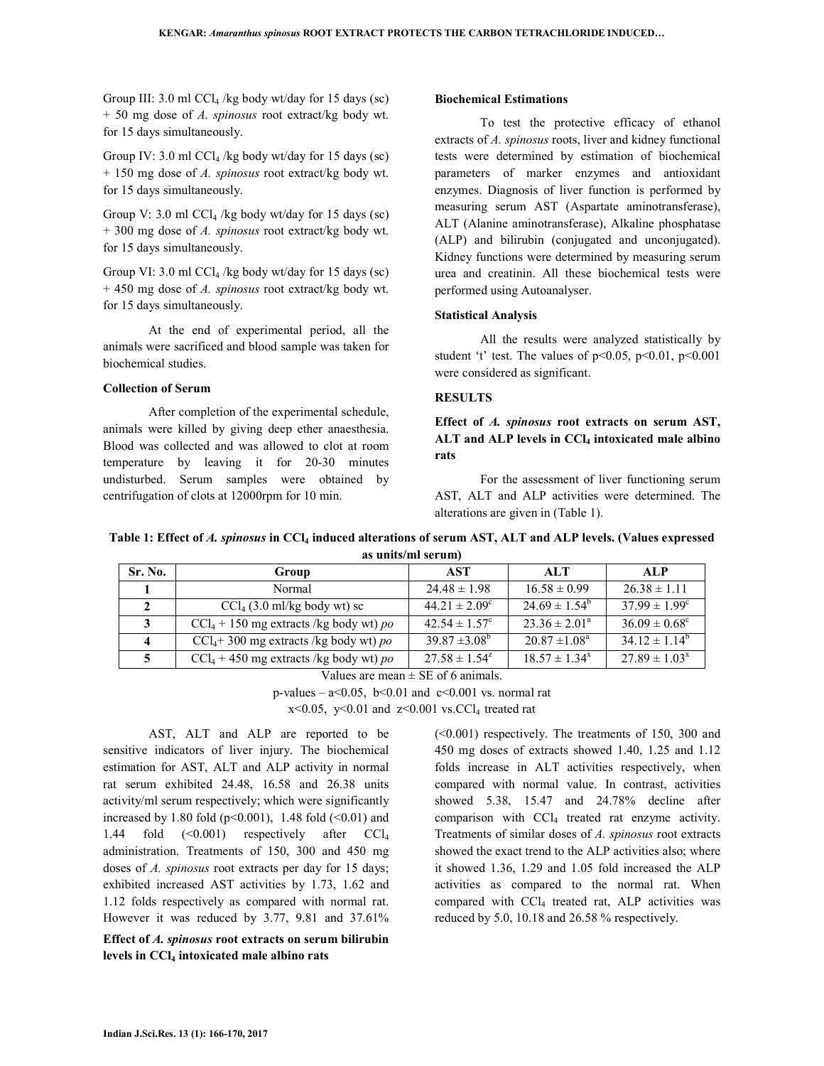Group III: 3.0 ml $CCl_4$ /kg body wt/day for 15 days (sc) + 50 mg dose of *A. spinosus* root extract/kg body wt. for 15 days simultaneously.

Group IV: 3.0 ml $CCl_4$ /kg body wt/day for 15 days (sc) + 150 mg dose of *A. spinosus* root extract/kg body wt. for 15 days simultaneously.

Group V: 3.0 ml $CCl_4$ /kg body wt/day for 15 days (sc) + 300 mg dose of *A. spinosus* root extract/kg body wt. for 15 days simultaneously.

Group VI: 3.0 ml $CCl_4$ /kg body wt/day for 15 days (sc) + 450 mg dose of *A. spinosus* root extract/kg body wt. for 15 days simultaneously.

At the end of experimental period, all the animals were sacrificed and blood sample was taken for biochemical studies.

### Collection of Serum

After completion of the experimental schedule, animals were killed by giving deep ether anaesthesia. Blood was collected and was allowed to clot at room temperature by leaving it for 20-30 minutes undisturbed. Serum samples were obtained by centrifugation of clots at 12000rpm for 10 min.

### Biochemical Estimations

To test the protective efficacy of ethanol extracts of *A. spinosus* roots, liver and kidney functional tests were determined by estimation of biochemical parameters of marker enzymes and antioxidant enzymes. Diagnosis of liver function is performed by measuring serum AST (Aspartate aminotransferase), ALT (Alanine aminotransferase), Alkaline phosphatase (ALP) and bilirubin (conjugated and unconjugated). Kidney functions were determined by measuring serum urea and creatinin. All these biochemical tests were performed using Autoanalyser.

### Statistical Analysis

All the results were analyzed statistically by student 't' test. The values of $p<0.05$, $p<0.01$, $p<0.001$ were considered as significant.

## RESULTS

### Effect of *A. spinosus* root extracts on serum AST, ALT and ALP levels in $CCl_4$ intoxicated male albino rats

For the assessment of liver functioning serum AST, ALT and ALP activities were determined. The alterations are given in (Table 1).

**Table 1: Effect of *A. spinosus* in $CCl_4$ induced alterations of serum AST, ALT and ALP levels. (Values expressed as units/ml serum)**

| Sr. No. | Group | AST | ALT | ALP |
|---|---|---|---|---|
| 1 | Normal | $24.48 \pm 1.98$ | $16.58 \pm 0.99$ | $26.38 \pm 1.11$ |
| 2 | $CCl_4$ (3.0 ml/kg body wt) sc | $44.21 \pm 2.09^c$ | $24.69 \pm 1.54^b$ | $37.99 \pm 1.99^c$ |
| 3 | $CCl_4$ + 150 mg extracts /kg body wt) *po* | $42.54 \pm 1.57^c$ | $23.36 \pm 2.01^a$ | $36.09 \pm 0.68^c$ |
| 4 | $CCl_4$+ 300 mg extracts /kg body wt) *po* | $39.87 \pm 3.08^b$ | $20.87 \pm 1.08^a$ | $34.12 \pm 1.14^b$ |
| 5 | $CCl_4$ + 450 mg extracts /kg body wt) *po* | $27.58 \pm 1.54^z$ | $18.57 \pm 1.34^x$ | $27.89 \pm 1.03^x$ |

Values are mean ± SE of 6 animals.

p-values – $a<0.05$, $b<0.01$ and $c<0.001$ vs. normal rat

$x<0.05$, $y<0.01$ and $z<0.001$ vs.$CCl_4$ treated rat

AST, ALT and ALP are reported to be sensitive indicators of liver injury. The biochemical estimation for AST, ALT and ALP activity in normal rat serum exhibited 24.48, 16.58 and 26.38 units activity/ml serum respectively; which were significantly increased by 1.80 fold ($p<0.001$), 1.48 fold ($<0.01$) and 1.44 fold ($<0.001$) respectively after $CCl_4$ administration. Treatments of 150, 300 and 450 mg doses of *A. spinosus* root extracts per day for 15 days; exhibited increased AST activities by 1.73, 1.62 and 1.12 folds respectively as compared with normal rat. However it was reduced by 3.77, 9.81 and 37.61% ($<0.001$) respectively. The treatments of 150, 300 and 450 mg doses of extracts showed 1.40, 1.25 and 1.12 folds increase in ALT activities respectively, when compared with normal value. In contrast, activities showed 5.38, 15.47 and 24.78% decline after comparison with $CCl_4$ treated rat enzyme activity. Treatments of similar doses of *A. spinosus* root extracts showed the exact trend to the ALP activities also; where it showed 1.36, 1.29 and 1.05 fold increased the ALP activities as compared to the normal rat. When compared with $CCl_4$ treated rat, ALP activities was reduced by 5.0, 10.18 and 26.58 % respectively.

### Effect of *A. spinosus* root extracts on serum bilirubin levels in $CCl_4$ intoxicated male albino rats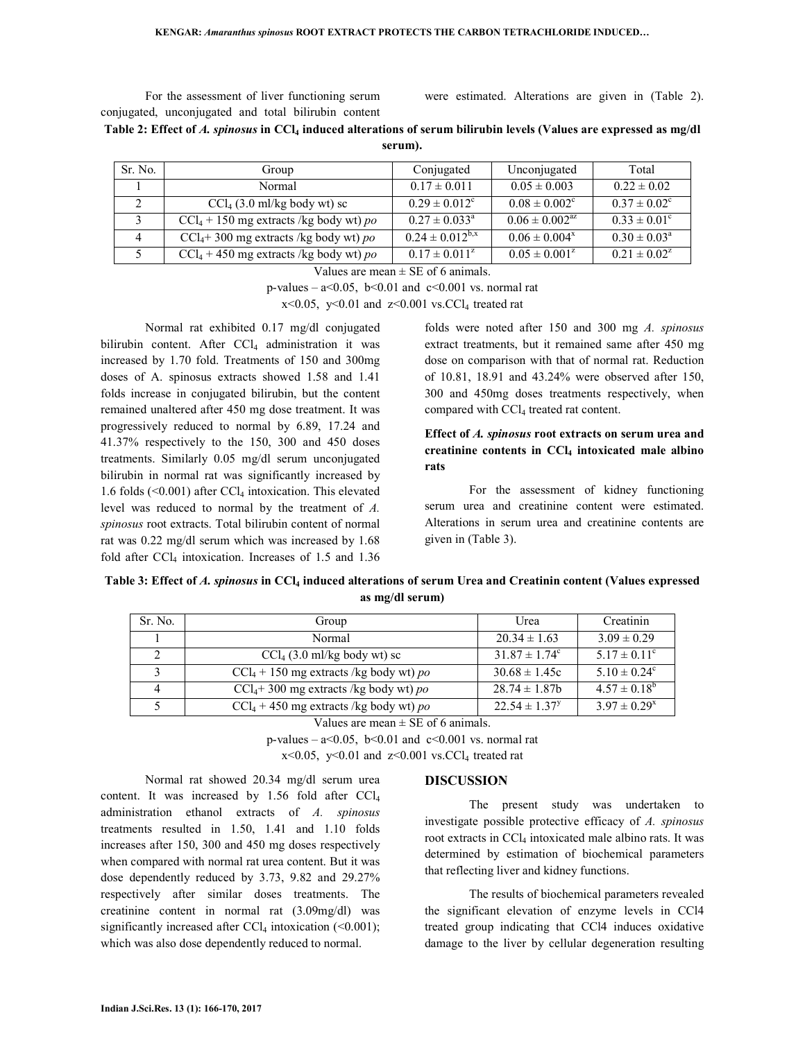For the assessment of liver functioning serum conjugated, unconjugated and total bilirubin content were estimated. Alterations are given in (Table 2).

**Table 2: Effect of *A. spinosus* in $CCl_4$ induced alterations of serum bilirubin levels (Values are expressed as mg/dl serum).**

| Sr. No. | Group | Conjugated | Unconjugated | Total |
|---|---|---|---|---|
| 1 | Normal | 0.17 ± 0.011 | 0.05 ± 0.003 | 0.22 ± 0.02 |
| 2 | $CCl_4$ (3.0 ml/kg body wt) sc | $0.29 \pm 0.012^{c}$ | $0.08 \pm 0.002^{c}$ | $0.37 \pm 0.02^{c}$ |
| 3 | $CCl_4$ + 150 mg extracts /kg body wt) *po* | $0.27 \pm 0.033^{a}$ | $0.06 \pm 0.002^{az}$ | $0.33 \pm 0.01^{c}$ |
| 4 | $CCl_4$+ 300 mg extracts /kg body wt) *po* | $0.24 \pm 0.012^{b,x}$ | $0.06 \pm 0.004^{x}$ | $0.30 \pm 0.03^{a}$ |
| 5 | $CCl_4$ + 450 mg extracts /kg body wt) *po* | $0.17 \pm 0.011^{z}$ | $0.05 \pm 0.001^{z}$ | $0.21 \pm 0.02^{z}$ |

Values are mean ± SE of 6 animals.

p-values – a<0.05, b<0.01 and c<0.001 vs. normal rat

x<0.05, y<0.01 and z<0.001 vs.$CCl_4$ treated rat

Normal rat exhibited 0.17 mg/dl conjugated bilirubin content. After $CCl_4$ administration it was increased by 1.70 fold. Treatments of 150 and 300mg doses of A. spinosus extracts showed 1.58 and 1.41 folds increase in conjugated bilirubin, but the content remained unaltered after 450 mg dose treatment. It was progressively reduced to normal by 6.89, 17.24 and 41.37% respectively to the 150, 300 and 450 doses treatments. Similarly 0.05 mg/dl serum unconjugated bilirubin in normal rat was significantly increased by 1.6 folds (<0.001) after $CCl_4$ intoxication. This elevated level was reduced to normal by the treatment of *A. spinosus* root extracts. Total bilirubin content of normal rat was 0.22 mg/dl serum which was increased by 1.68 fold after $CCl_4$ intoxication. Increases of 1.5 and 1.36 folds were noted after 150 and 300 mg *A. spinosus* extract treatments, but it remained same after 450 mg dose on comparison with that of normal rat. Reduction of 10.81, 18.91 and 43.24% were observed after 150, 300 and 450mg doses treatments respectively, when compared with $CCl_4$ treated rat content.

### Effect of *A. spinosus* root extracts on serum urea and creatinine contents in $CCl_4$ intoxicated male albino rats

For the assessment of kidney functioning serum urea and creatinine content were estimated. Alterations in serum urea and creatinine contents are given in (Table 3).

**Table 3: Effect of *A. spinosus* in $CCl_4$ induced alterations of serum Urea and Creatinin content (Values expressed as mg/dl serum)**

| Sr. No. | Group | Urea | Creatinin |
|---|---|---|---|
| 1 | Normal | 20.34 ± 1.63 | 3.09 ± 0.29 |
| 2 | $CCl_4$ (3.0 ml/kg body wt) sc | $31.87 \pm 1.74^{c}$ | $5.17 \pm 0.11^{c}$ |
| 3 | $CCl_4$ + 150 mg extracts /kg body wt) *po* | 30.68 ± 1.45c | $5.10 \pm 0.24^{c}$ |
| 4 | $CCl_4$+ 300 mg extracts /kg body wt) *po* | 28.74 ± 1.87b | $4.57 \pm 0.18^{b}$ |
| 5 | $CCl_4$ + 450 mg extracts /kg body wt) *po* | $22.54 \pm 1.37^{y}$ | $3.97 \pm 0.29^{x}$ |

Values are mean ± SE of 6 animals.

p-values – a<0.05, b<0.01 and c<0.001 vs. normal rat

x<0.05, y<0.01 and z<0.001 vs.$CCl_4$ treated rat

Normal rat showed 20.34 mg/dl serum urea content. It was increased by 1.56 fold after $CCl_4$ administration ethanol extracts of *A. spinosus* treatments resulted in 1.50, 1.41 and 1.10 folds increases after 150, 300 and 450 mg doses respectively when compared with normal rat urea content. But it was dose dependently reduced by 3.73, 9.82 and 29.27% respectively after similar doses treatments. The creatinine content in normal rat (3.09mg/dl) was significantly increased after $CCl_4$ intoxication (<0.001); which was also dose dependently reduced to normal.

## DISCUSSION

The present study was undertaken to investigate possible protective efficacy of *A. spinosus* root extracts in $CCl_4$ intoxicated male albino rats. It was determined by estimation of biochemical parameters that reflecting liver and kidney functions.

The results of biochemical parameters revealed the significant elevation of enzyme levels in CCl4 treated group indicating that CCl4 induces oxidative damage to the liver by cellular degeneration resulting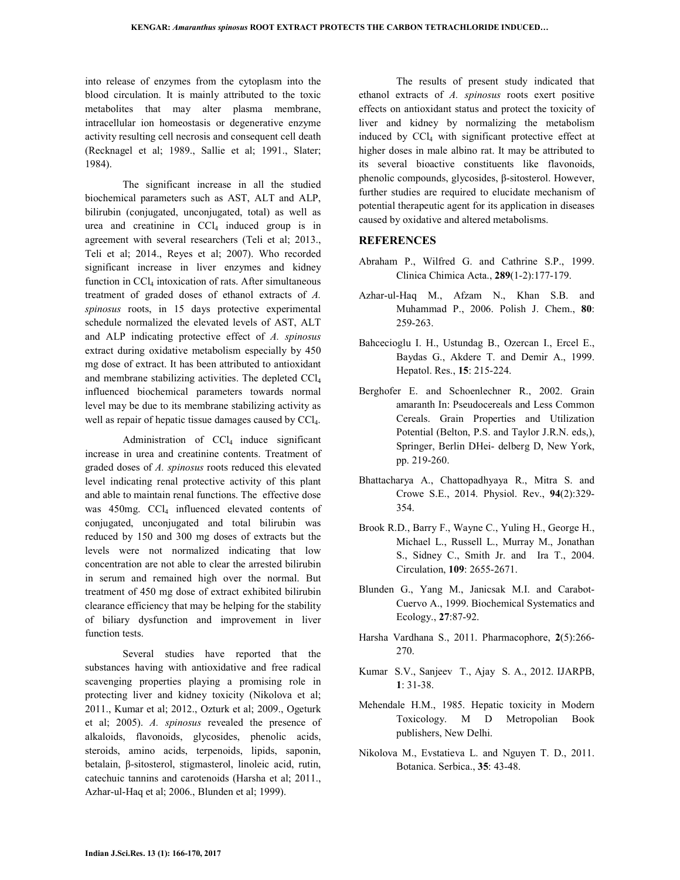into release of enzymes from the cytoplasm into the blood circulation. It is mainly attributed to the toxic metabolites that may alter plasma membrane, intracellular ion homeostasis or degenerative enzyme activity resulting cell necrosis and consequent cell death (Recknagel et al; 1989., Sallie et al; 1991., Slater; 1984).

The significant increase in all the studied biochemical parameters such as AST, ALT and ALP, bilirubin (conjugated, unconjugated, total) as well as urea and creatinine in $CCl_4$ induced group is in agreement with several researchers (Teli et al; 2013., Teli et al; 2014., Reyes et al; 2007). Who recorded significant increase in liver enzymes and kidney function in $CCl_4$ intoxication of rats. After simultaneous treatment of graded doses of ethanol extracts of *A. spinosus* roots, in 15 days protective experimental schedule normalized the elevated levels of AST, ALT and ALP indicating protective effect of *A. spinosus* extract during oxidative metabolism especially by 450 mg dose of extract. It has been attributed to antioxidant and membrane stabilizing activities. The depleted $CCl_4$ influenced biochemical parameters towards normal level may be due to its membrane stabilizing activity as well as repair of hepatic tissue damages caused by $CCl_4$.

Administration of $CCl_4$ induce significant increase in urea and creatinine contents. Treatment of graded doses of *A. spinosus* roots reduced this elevated level indicating renal protective activity of this plant and able to maintain renal functions. The effective dose was 450mg. $CCl_4$ influenced elevated contents of conjugated, unconjugated and total bilirubin was reduced by 150 and 300 mg doses of extracts but the levels were not normalized indicating that low concentration are not able to clear the arrested bilirubin in serum and remained high over the normal. But treatment of 450 mg dose of extract exhibited bilirubin clearance efficiency that may be helping for the stability of biliary dysfunction and improvement in liver function tests.

Several studies have reported that the substances having with antioxidative and free radical scavenging properties playing a promising role in protecting liver and kidney toxicity (Nikolova et al; 2011., Kumar et al; 2012., Ozturk et al; 2009., Ogeturk et al; 2005). *A. spinosus* revealed the presence of alkaloids, flavonoids, glycosides, phenolic acids, steroids, amino acids, terpenoids, lipids, saponin, betalain, β-sitosterol, stigmasterol, linoleic acid, rutin, catechuic tannins and carotenoids (Harsha et al; 2011., Azhar-ul-Haq et al; 2006., Blunden et al; 1999).

The results of present study indicated that ethanol extracts of *A. spinosus* roots exert positive effects on antioxidant status and protect the toxicity of liver and kidney by normalizing the metabolism induced by $CCl_4$ with significant protective effect at higher doses in male albino rat. It may be attributed to its several bioactive constituents like flavonoids, phenolic compounds, glycosides, β-sitosterol. However, further studies are required to elucidate mechanism of potential therapeutic agent for its application in diseases caused by oxidative and altered metabolisms.

## REFERENCES

Abraham P., Wilfred G. and Cathrine S.P., 1999. Clinica Chimica Acta., **289**(1-2):177-179.

Azhar-ul-Haq M., Afzam N., Khan S.B. and Muhammad P., 2006. Polish J. Chem., **80**: 259-263.

Bahcecioglu I. H., Ustundag B., Ozercan I., Ercel E., Baydas G., Akdere T. and Demir A., 1999. Hepatol. Res., **15**: 215-224.

Berghofer E. and Schoenlechner R., 2002. Grain amaranth In: Pseudocereals and Less Common Cereals. Grain Properties and Utilization Potential (Belton, P.S. and Taylor J.R.N. eds,), Springer, Berlin DHei- delberg D, New York, pp. 219-260.

Bhattacharya A., Chattopadhyaya R., Mitra S. and Crowe S.E., 2014. Physiol. Rev., **94**(2):329-354.

Brook R.D., Barry F., Wayne C., Yuling H., George H., Michael L., Russell L., Murray M., Jonathan S., Sidney C., Smith Jr. and Ira T., 2004. Circulation, **109**: 2655-2671.

Blunden G., Yang M., Janicsak M.I. and Carabot-Cuervo A., 1999. Biochemical Systematics and Ecology., **27**:87-92.

Harsha Vardhana S., 2011. Pharmacophore, **2**(5):266-270.

Kumar S.V., Sanjeev T., Ajay S. A., 2012. IJARPB, **1**: 31-38.

Mehendale H.M., 1985. Hepatic toxicity in Modern Toxicology. M D Metopolian Book publishers, New Delhi.

Nikolova M., Evstatieva L. and Nguyen T. D., 2011. Botanica. Serbica., **35**: 43-48.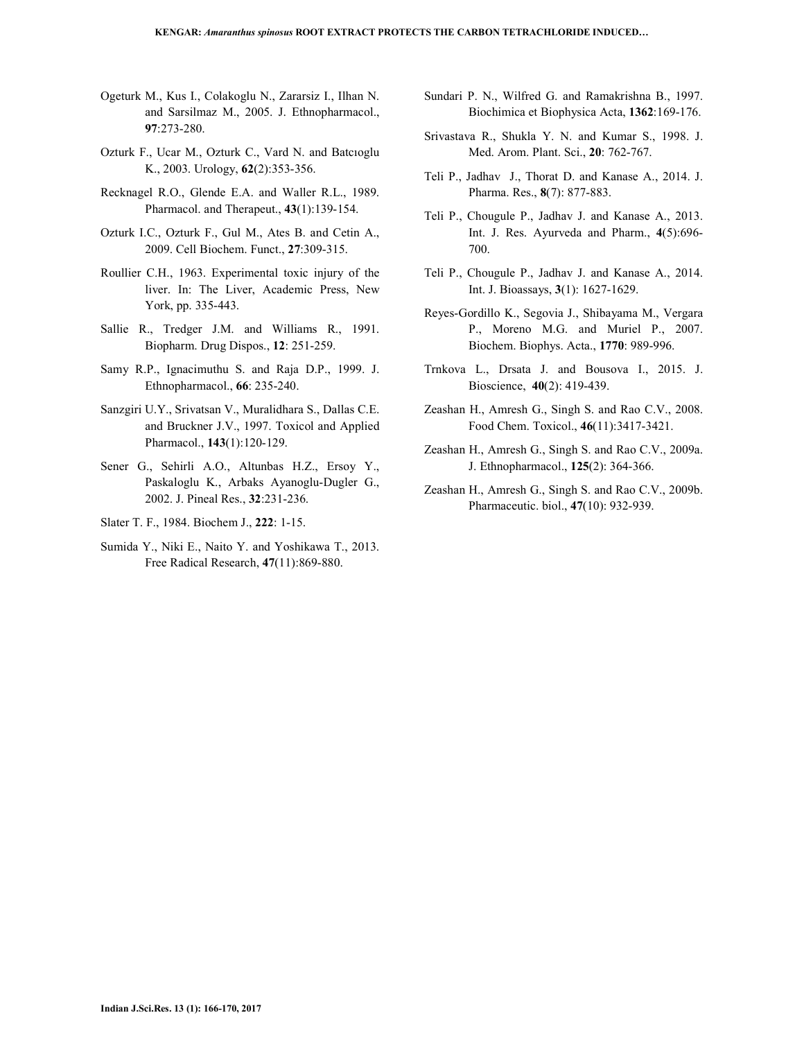Ogeturk M., Kus I., Colakoglu N., Zararsiz I., Ilhan N. and Sarsilmaz M., 2005. J. Ethnopharmacol., **97**:273-280.

Ozturk F., Ucar M., Ozturk C., Vard N. and Batcıoglu K., 2003. Urology, **62**(2):353-356.

Recknagel R.O., Glende E.A. and Waller R.L., 1989. Pharmacol. and Therapeut., **43**(1):139-154.

Ozturk I.C., Ozturk F., Gul M., Ates B. and Cetin A., 2009. Cell Biochem. Funct., **27**:309-315.

Roullier C.H., 1963. Experimental toxic injury of the liver. In: The Liver, Academic Press, New York, pp. 335-443.

Sallie R., Tredger J.M. and Williams R., 1991. Biopharm. Drug Dispos., **12**: 251-259.

Samy R.P., Ignacimuthu S. and Raja D.P., 1999. J. Ethnopharmacol., **66**: 235-240.

Sanzgiri U.Y., Srivatsan V., Muralidhara S., Dallas C.E. and Bruckner J.V., 1997. Toxicol and Applied Pharmacol., **143**(1):120-129.

Sener G., Sehirli A.O., Altunbas H.Z., Ersoy Y., Paskaloglu K., Arbaks Ayanoglu-Dugler G., 2002. J. Pineal Res., **32**:231-236.

Slater T. F., 1984. Biochem J., **222**: 1-15.

Sumida Y., Niki E., Naito Y. and Yoshikawa T., 2013. Free Radical Research, **47**(11):869-880.

Sundari P. N., Wilfred G. and Ramakrishna B., 1997. Biochimica et Biophysica Acta, **1362**:169-176.

Srivastava R., Shukla Y. N. and Kumar S., 1998. J. Med. Arom. Plant. Sci., **20**: 762-767.

Teli P., Jadhav J., Thorat D. and Kanase A., 2014. J. Pharma. Res., **8**(7): 877-883.

Teli P., Chougule P., Jadhav J. and Kanase A., 2013. Int. J. Res. Ayurveda and Pharm., **4**(5):696-700.

Teli P., Chougule P., Jadhav J. and Kanase A., 2014. Int. J. Bioassays, **3**(1): 1627-1629.

Reyes-Gordillo K., Segovia J., Shibayama M., Vergara P., Moreno M.G. and Muriel P., 2007. Biochem. Biophys. Acta., **1770**: 989-996.

Trnkova L., Drsata J. and Bousova I., 2015. J. Bioscience, **40**(2): 419-439.

Zeashan H., Amresh G., Singh S. and Rao C.V., 2008. Food Chem. Toxicol., **46**(11):3417-3421.

Zeashan H., Amresh G., Singh S. and Rao C.V., 2009a. J. Ethnopharmacol., **125**(2): 364-366.

Zeashan H., Amresh G., Singh S. and Rao C.V., 2009b. Pharmaceutic. biol., **47**(10): 932-939.